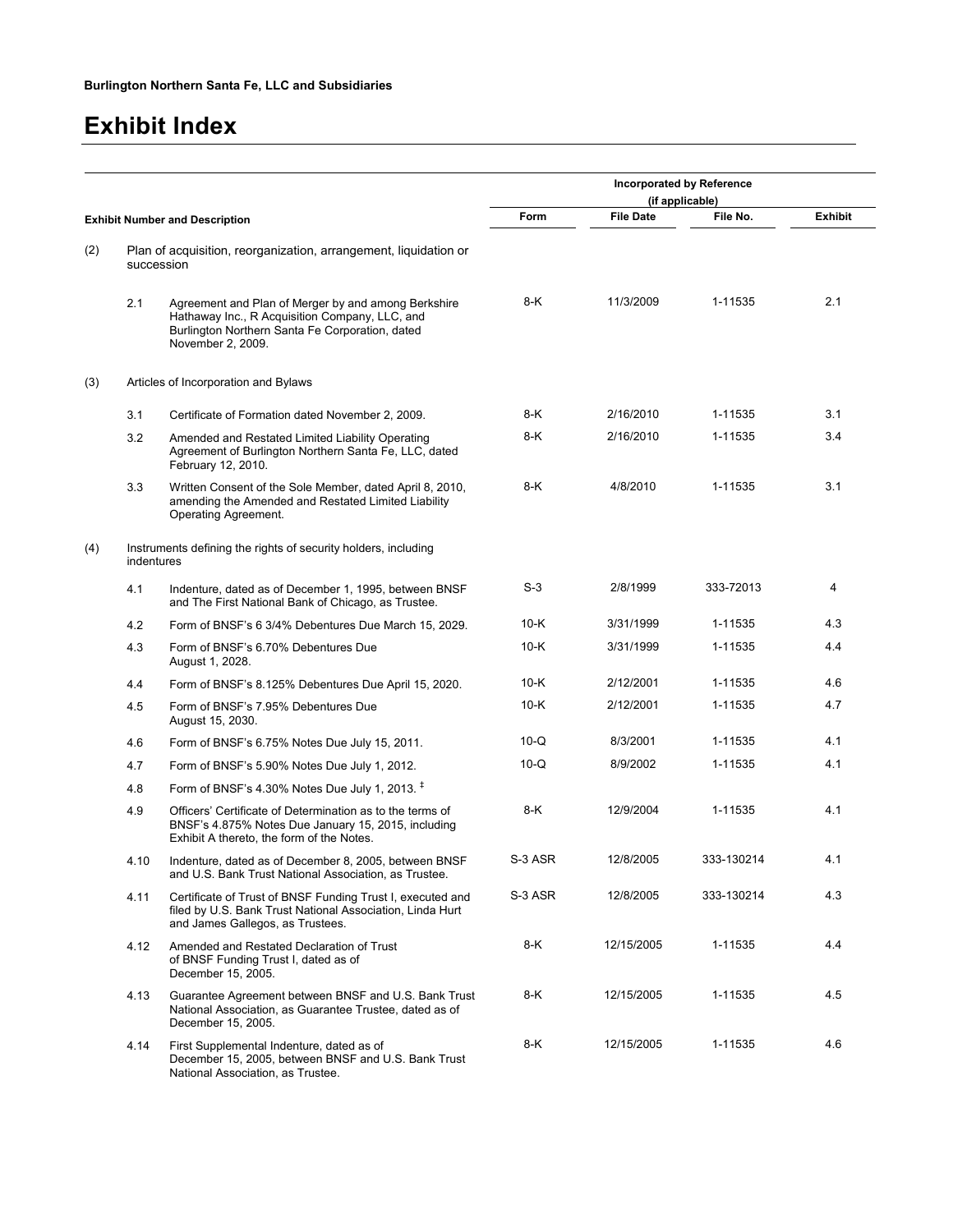**Burlington Northern Santa Fe, LLC and Subsidiaries**

# Exhibit Index

| Exhibit Number and Description | | | Incorporated by Reference (if applicable) | | | |
|---|---|---|---|---|---|---|
| | | | Form | File Date | File No. | Exhibit |
| (2) | Plan of acquisition, reorganization, arrangement, liquidation or succession | | | | | |
| | 2.1 | Agreement and Plan of Merger by and among Berkshire Hathaway Inc., R Acquisition Company, LLC, and Burlington Northern Santa Fe Corporation, dated November 2, 2009. | 8-K | 11/3/2009 | 1-11535 | 2.1 |
| (3) | Articles of Incorporation and Bylaws | | | | | |
| | 3.1 | Certificate of Formation dated November 2, 2009. | 8-K | 2/16/2010 | 1-11535 | 3.1 |
| | 3.2 | Amended and Restated Limited Liability Operating Agreement of Burlington Northern Santa Fe, LLC, dated February 12, 2010. | 8-K | 2/16/2010 | 1-11535 | 3.4 |
| | 3.3 | Written Consent of the Sole Member, dated April 8, 2010, amending the Amended and Restated Limited Liability Operating Agreement. | 8-K | 4/8/2010 | 1-11535 | 3.1 |
| (4) | Instruments defining the rights of security holders, including indentures | | | | | |
| | 4.1 | Indenture, dated as of December 1, 1995, between BNSF and The First National Bank of Chicago, as Trustee. | S-3 | 2/8/1999 | 333-72013 | 4 |
| | 4.2 | Form of BNSF's 6 3/4% Debentures Due March 15, 2029. | 10-K | 3/31/1999 | 1-11535 | 4.3 |
| | 4.3 | Form of BNSF's 6.70% Debentures Due August 1, 2028. | 10-K | 3/31/1999 | 1-11535 | 4.4 |
| | 4.4 | Form of BNSF's 8.125% Debentures Due April 15, 2020. | 10-K | 2/12/2001 | 1-11535 | 4.6 |
| | 4.5 | Form of BNSF's 7.95% Debentures Due August 15, 2030. | 10-K | 2/12/2001 | 1-11535 | 4.7 |
| | 4.6 | Form of BNSF's 6.75% Notes Due July 15, 2011. | 10-Q | 8/3/2001 | 1-11535 | 4.1 |
| | 4.7 | Form of BNSF's 5.90% Notes Due July 1, 2012. | 10-Q | 8/9/2002 | 1-11535 | 4.1 |
| | 4.8 | Form of BNSF's 4.30% Notes Due July 1, 2013. ‡ | | | | |
| | 4.9 | Officers' Certificate of Determination as to the terms of BNSF's 4.875% Notes Due January 15, 2015, including Exhibit A thereto, the form of the Notes. | 8-K | 12/9/2004 | 1-11535 | 4.1 |
| | 4.10 | Indenture, dated as of December 8, 2005, between BNSF and U.S. Bank Trust National Association, as Trustee. | S-3 ASR | 12/8/2005 | 333-130214 | 4.1 |
| | 4.11 | Certificate of Trust of BNSF Funding Trust I, executed and filed by U.S. Bank Trust National Association, Linda Hurt and James Gallegos, as Trustees. | S-3 ASR | 12/8/2005 | 333-130214 | 4.3 |
| | 4.12 | Amended and Restated Declaration of Trust of BNSF Funding Trust I, dated as of December 15, 2005. | 8-K | 12/15/2005 | 1-11535 | 4.4 |
| | 4.13 | Guarantee Agreement between BNSF and U.S. Bank Trust National Association, as Guarantee Trustee, dated as of December 15, 2005. | 8-K | 12/15/2005 | 1-11535 | 4.5 |
| | 4.14 | First Supplemental Indenture, dated as of December 15, 2005, between BNSF and U.S. Bank Trust National Association, as Trustee. | 8-K | 12/15/2005 | 1-11535 | 4.6 |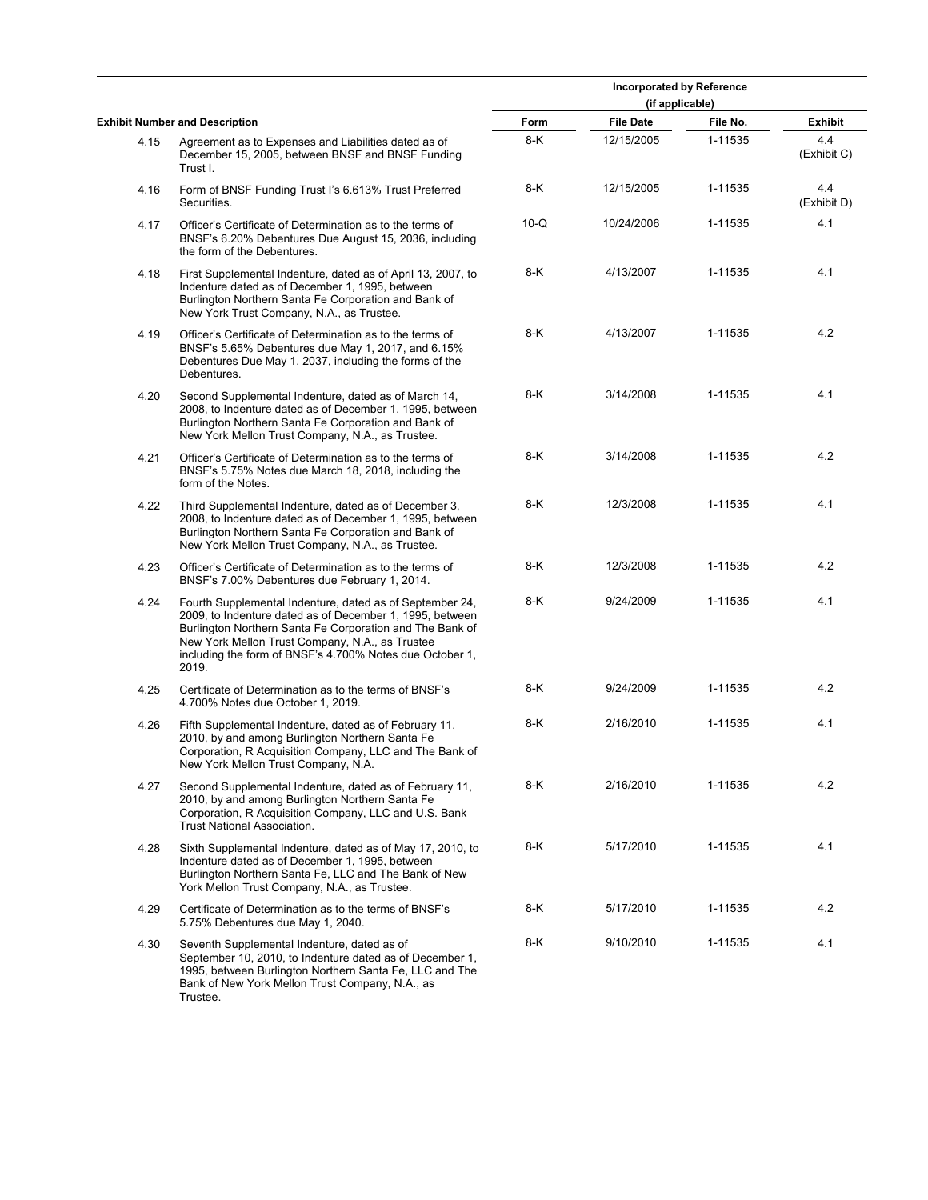| Exhibit Number and Description | | Incorporated by Reference (if applicable) | | | |
|---|---|---|---|---|---|
| | | Form | File Date | File No. | Exhibit |
| 4.15 | Agreement as to Expenses and Liabilities dated as of December 15, 2005, between BNSF and BNSF Funding Trust I. | 8-K | 12/15/2005 | 1-11535 | 4.4 (Exhibit C) |
| 4.16 | Form of BNSF Funding Trust I's 6.613% Trust Preferred Securities. | 8-K | 12/15/2005 | 1-11535 | 4.4 (Exhibit D) |
| 4.17 | Officer's Certificate of Determination as to the terms of BNSF's 6.20% Debentures Due August 15, 2036, including the form of the Debentures. | 10-Q | 10/24/2006 | 1-11535 | 4.1 |
| 4.18 | First Supplemental Indenture, dated as of April 13, 2007, to Indenture dated as of December 1, 1995, between Burlington Northern Santa Fe Corporation and Bank of New York Trust Company, N.A., as Trustee. | 8-K | 4/13/2007 | 1-11535 | 4.1 |
| 4.19 | Officer's Certificate of Determination as to the terms of BNSF's 5.65% Debentures due May 1, 2017, and 6.15% Debentures Due May 1, 2037, including the forms of the Debentures. | 8-K | 4/13/2007 | 1-11535 | 4.2 |
| 4.20 | Second Supplemental Indenture, dated as of March 14, 2008, to Indenture dated as of December 1, 1995, between Burlington Northern Santa Fe Corporation and Bank of New York Mellon Trust Company, N.A., as Trustee. | 8-K | 3/14/2008 | 1-11535 | 4.1 |
| 4.21 | Officer's Certificate of Determination as to the terms of BNSF's 5.75% Notes due March 18, 2018, including the form of the Notes. | 8-K | 3/14/2008 | 1-11535 | 4.2 |
| 4.22 | Third Supplemental Indenture, dated as of December 3, 2008, to Indenture dated as of December 1, 1995, between Burlington Northern Santa Fe Corporation and Bank of New York Mellon Trust Company, N.A., as Trustee. | 8-K | 12/3/2008 | 1-11535 | 4.1 |
| 4.23 | Officer's Certificate of Determination as to the terms of BNSF's 7.00% Debentures due February 1, 2014. | 8-K | 12/3/2008 | 1-11535 | 4.2 |
| 4.24 | Fourth Supplemental Indenture, dated as of September 24, 2009, to Indenture dated as of December 1, 1995, between Burlington Northern Santa Fe Corporation and The Bank of New York Mellon Trust Company, N.A., as Trustee including the form of BNSF's 4.700% Notes due October 1, 2019. | 8-K | 9/24/2009 | 1-11535 | 4.1 |
| 4.25 | Certificate of Determination as to the terms of BNSF's 4.700% Notes due October 1, 2019. | 8-K | 9/24/2009 | 1-11535 | 4.2 |
| 4.26 | Fifth Supplemental Indenture, dated as of February 11, 2010, by and among Burlington Northern Santa Fe Corporation, R Acquisition Company, LLC and The Bank of New York Mellon Trust Company, N.A. | 8-K | 2/16/2010 | 1-11535 | 4.1 |
| 4.27 | Second Supplemental Indenture, dated as of February 11, 2010, by and among Burlington Northern Santa Fe Corporation, R Acquisition Company, LLC and U.S. Bank Trust National Association. | 8-K | 2/16/2010 | 1-11535 | 4.2 |
| 4.28 | Sixth Supplemental Indenture, dated as of May 17, 2010, to Indenture dated as of December 1, 1995, between Burlington Northern Santa Fe, LLC and The Bank of New York Mellon Trust Company, N.A., as Trustee. | 8-K | 5/17/2010 | 1-11535 | 4.1 |
| 4.29 | Certificate of Determination as to the terms of BNSF's 5.75% Debentures due May 1, 2040. | 8-K | 5/17/2010 | 1-11535 | 4.2 |
| 4.30 | Seventh Supplemental Indenture, dated as of September 10, 2010, to Indenture dated as of December 1, 1995, between Burlington Northern Santa Fe, LLC and The Bank of New York Mellon Trust Company, N.A., as Trustee. | 8-K | 9/10/2010 | 1-11535 | 4.1 |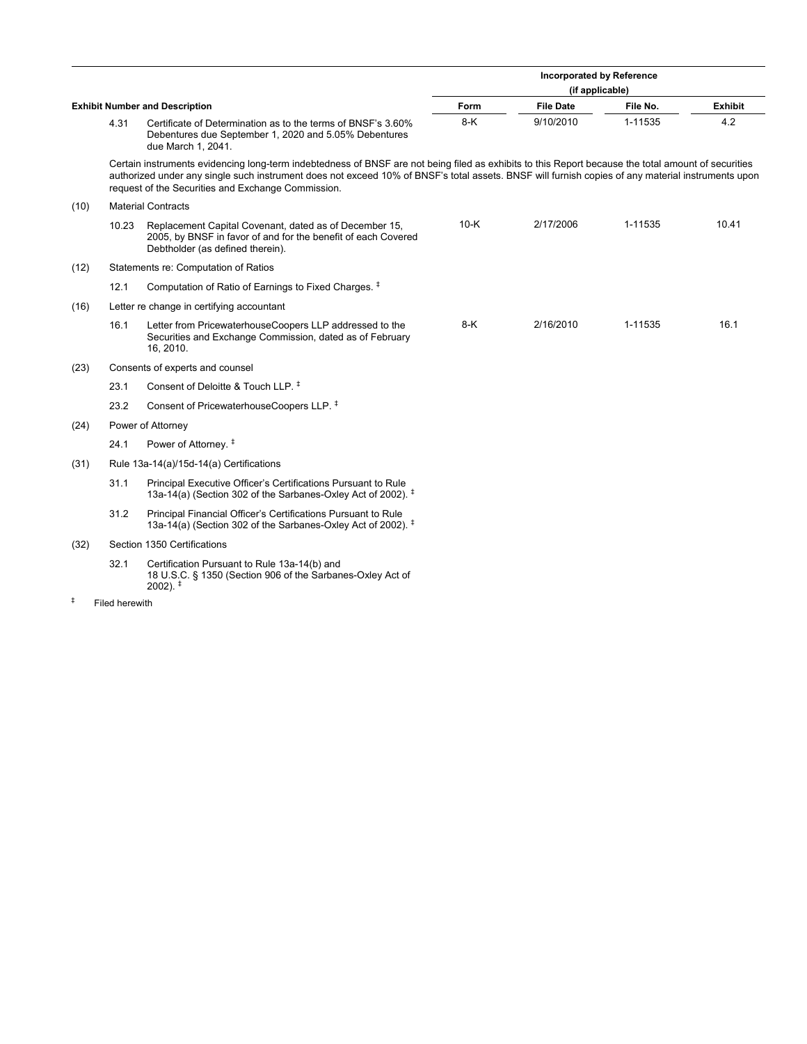| Exhibit Number and Description | | | Incorporated by Reference (if applicable) | | | |
|---|---|---|---|---|---|---|
| | | | Form | File Date | File No. | Exhibit |
| | 4.31 | Certificate of Determination as to the terms of BNSF's 3.60% Debentures due September 1, 2020 and 5.05% Debentures due March 1, 2041. | 8-K | 9/10/2010 | 1-11535 | 4.2 |
| | | Certain instruments evidencing long-term indebtedness of BNSF are not being filed as exhibits to this Report because the total amount of securities authorized under any single such instrument does not exceed 10% of BNSF's total assets. BNSF will furnish copies of any material instruments upon request of the Securities and Exchange Commission. | | | | |
| (10) | | Material Contracts | | | | |
| | 10.23 | Replacement Capital Covenant, dated as of December 15, 2005, by BNSF in favor of and for the benefit of each Covered Debtholder (as defined therein). | 10-K | 2/17/2006 | 1-11535 | 10.41 |
| (12) | | Statements re: Computation of Ratios | | | | |
| | 12.1 | Computation of Ratio of Earnings to Fixed Charges. ‡ | | | | |
| (16) | | Letter re change in certifying accountant | | | | |
| | 16.1 | Letter from PricewaterhouseCoopers LLP addressed to the Securities and Exchange Commission, dated as of February 16, 2010. | 8-K | 2/16/2010 | 1-11535 | 16.1 |
| (23) | | Consents of experts and counsel | | | | |
| | 23.1 | Consent of Deloitte & Touch LLP. ‡ | | | | |
| | 23.2 | Consent of PricewaterhouseCoopers LLP. ‡ | | | | |
| (24) | | Power of Attorney | | | | |
| | 24.1 | Power of Attorney. ‡ | | | | |
| (31) | | Rule 13a-14(a)/15d-14(a) Certifications | | | | |
| | 31.1 | Principal Executive Officer's Certifications Pursuant to Rule 13a-14(a) (Section 302 of the Sarbanes-Oxley Act of 2002). ‡ | | | | |
| | 31.2 | Principal Financial Officer's Certifications Pursuant to Rule 13a-14(a) (Section 302 of the Sarbanes-Oxley Act of 2002). ‡ | | | | |
| (32) | | Section 1350 Certifications | | | | |
| | 32.1 | Certification Pursuant to Rule 13a-14(b) and 18 U.S.C. § 1350 (Section 906 of the Sarbanes-Oxley Act of 2002). ‡ | | | | |

‡ Filed herewith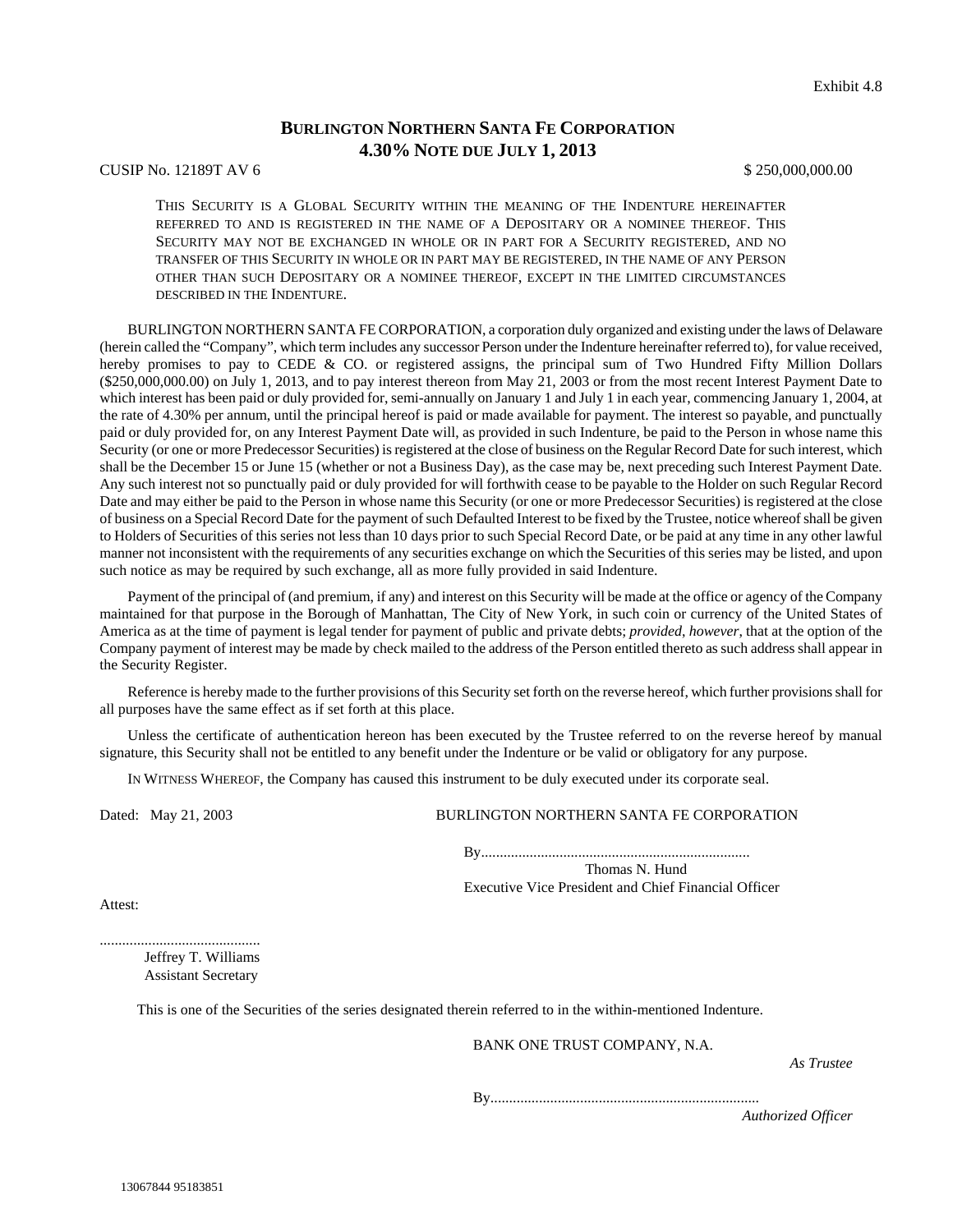Exhibit 4.8

# BURLINGTON NORTHERN SANTA FE CORPORATION
## 4.30% NOTE DUE JULY 1, 2013

CUSIP No. 12189T AV 6 $ 250,000,000.00

THIS SECURITY IS A GLOBAL SECURITY WITHIN THE MEANING OF THE INDENTURE HEREINAFTER REFERRED TO AND IS REGISTERED IN THE NAME OF A DEPOSITARY OR A NOMINEE THEREOF. THIS SECURITY MAY NOT BE EXCHANGED IN WHOLE OR IN PART FOR A SECURITY REGISTERED, AND NO TRANSFER OF THIS SECURITY IN WHOLE OR IN PART MAY BE REGISTERED, IN THE NAME OF ANY PERSON OTHER THAN SUCH DEPOSITARY OR A NOMINEE THEREOF, EXCEPT IN THE LIMITED CIRCUMSTANCES DESCRIBED IN THE INDENTURE.

BURLINGTON NORTHERN SANTA FE CORPORATION, a corporation duly organized and existing under the laws of Delaware (herein called the "Company", which term includes any successor Person under the Indenture hereinafter referred to), for value received, hereby promises to pay to CEDE & CO. or registered assigns, the principal sum of Two Hundred Fifty Million Dollars ($250,000,000.00) on July 1, 2013, and to pay interest thereon from May 21, 2003 or from the most recent Interest Payment Date to which interest has been paid or duly provided for, semi-annually on January 1 and July 1 in each year, commencing January 1, 2004, at the rate of 4.30% per annum, until the principal hereof is paid or made available for payment. The interest so payable, and punctually paid or duly provided for, on any Interest Payment Date will, as provided in such Indenture, be paid to the Person in whose name this Security (or one or more Predecessor Securities) is registered at the close of business on the Regular Record Date for such interest, which shall be the December 15 or June 15 (whether or not a Business Day), as the case may be, next preceding such Interest Payment Date. Any such interest not so punctually paid or duly provided for will forthwith cease to be payable to the Holder on such Regular Record Date and may either be paid to the Person in whose name this Security (or one or more Predecessor Securities) is registered at the close of business on a Special Record Date for the payment of such Defaulted Interest to be fixed by the Trustee, notice whereof shall be given to Holders of Securities of this series not less than 10 days prior to such Special Record Date, or be paid at any time in any other lawful manner not inconsistent with the requirements of any securities exchange on which the Securities of this series may be listed, and upon such notice as may be required by such exchange, all as more fully provided in said Indenture.

Payment of the principal of (and premium, if any) and interest on this Security will be made at the office or agency of the Company maintained for that purpose in the Borough of Manhattan, The City of New York, in such coin or currency of the United States of America as at the time of payment is legal tender for payment of public and private debts; *provided*, *however*, that at the option of the Company payment of interest may be made by check mailed to the address of the Person entitled thereto as such address shall appear in the Security Register.

Reference is hereby made to the further provisions of this Security set forth on the reverse hereof, which further provisions shall for all purposes have the same effect as if set forth at this place.

Unless the certificate of authentication hereon has been executed by the Trustee referred to on the reverse hereof by manual signature, this Security shall not be entitled to any benefit under the Indenture or be valid or obligatory for any purpose.

IN WITNESS WHEREOF, the Company has caused this instrument to be duly executed under its corporate seal.

Dated: May 21, 2003

BURLINGTON NORTHERN SANTA FE CORPORATION

By.......................................................................
Thomas N. Hund
Executive Vice President and Chief Financial Officer

Attest:

...........................................
Jeffrey T. Williams
Assistant Secretary

This is one of the Securities of the series designated therein referred to in the within-mentioned Indenture.

BANK ONE TRUST COMPANY, N.A.
*As Trustee*

By.......................................................................
*Authorized Officer*

13067844 95183851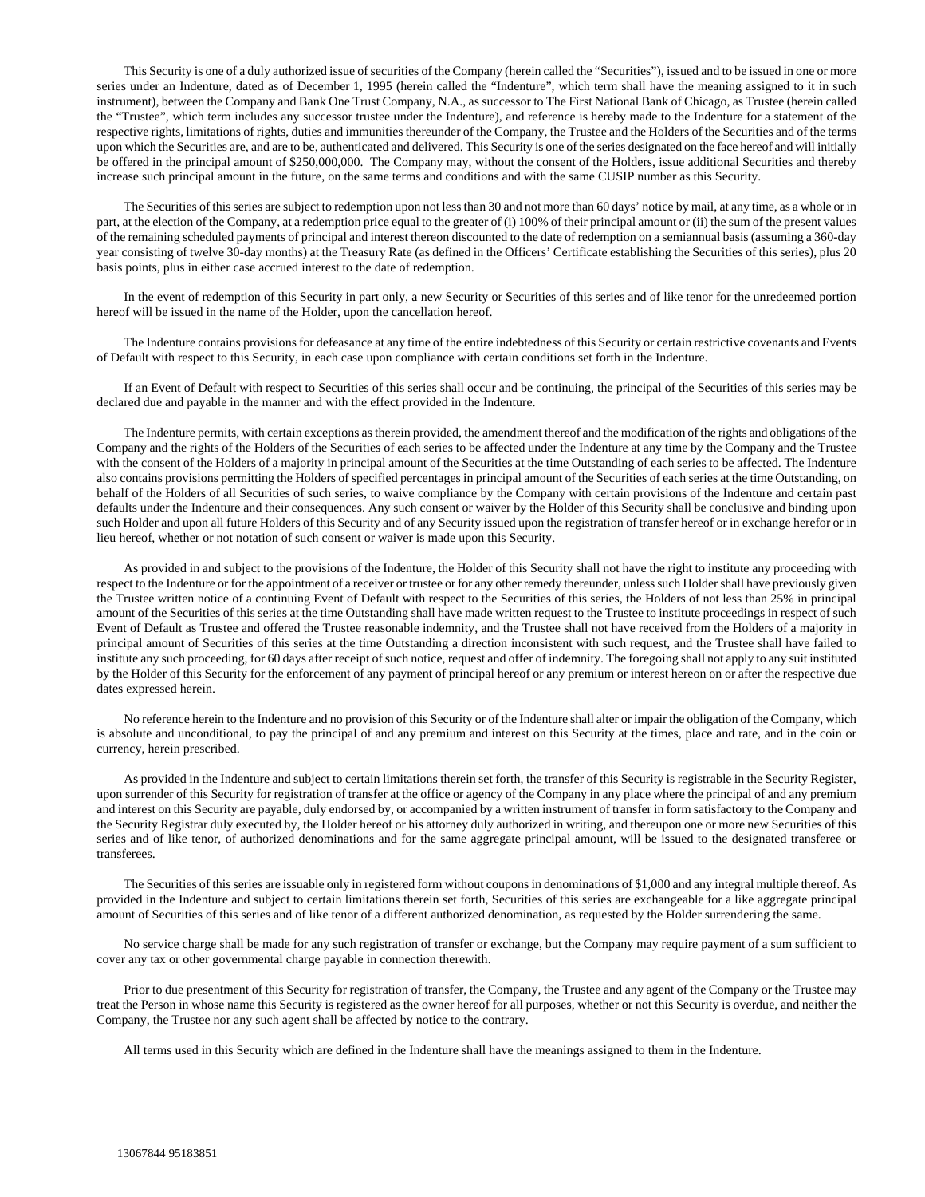This Security is one of a duly authorized issue of securities of the Company (herein called the "Securities"), issued and to be issued in one or more series under an Indenture, dated as of December 1, 1995 (herein called the "Indenture", which term shall have the meaning assigned to it in such instrument), between the Company and Bank One Trust Company, N.A., as successor to The First National Bank of Chicago, as Trustee (herein called the "Trustee", which term includes any successor trustee under the Indenture), and reference is hereby made to the Indenture for a statement of the respective rights, limitations of rights, duties and immunities thereunder of the Company, the Trustee and the Holders of the Securities and of the terms upon which the Securities are, and are to be, authenticated and delivered. This Security is one of the series designated on the face hereof and will initially be offered in the principal amount of $250,000,000. The Company may, without the consent of the Holders, issue additional Securities and thereby increase such principal amount in the future, on the same terms and conditions and with the same CUSIP number as this Security.

The Securities of this series are subject to redemption upon not less than 30 and not more than 60 days' notice by mail, at any time, as a whole or in part, at the election of the Company, at a redemption price equal to the greater of (i) 100% of their principal amount or (ii) the sum of the present values of the remaining scheduled payments of principal and interest thereon discounted to the date of redemption on a semiannual basis (assuming a 360-day year consisting of twelve 30-day months) at the Treasury Rate (as defined in the Officers' Certificate establishing the Securities of this series), plus 20 basis points, plus in either case accrued interest to the date of redemption.

In the event of redemption of this Security in part only, a new Security or Securities of this series and of like tenor for the unredeemed portion hereof will be issued in the name of the Holder, upon the cancellation hereof.

The Indenture contains provisions for defeasance at any time of the entire indebtedness of this Security or certain restrictive covenants and Events of Default with respect to this Security, in each case upon compliance with certain conditions set forth in the Indenture.

If an Event of Default with respect to Securities of this series shall occur and be continuing, the principal of the Securities of this series may be declared due and payable in the manner and with the effect provided in the Indenture.

The Indenture permits, with certain exceptions as therein provided, the amendment thereof and the modification of the rights and obligations of the Company and the rights of the Holders of the Securities of each series to be affected under the Indenture at any time by the Company and the Trustee with the consent of the Holders of a majority in principal amount of the Securities at the time Outstanding of each series to be affected. The Indenture also contains provisions permitting the Holders of specified percentages in principal amount of the Securities of each series at the time Outstanding, on behalf of the Holders of all Securities of such series, to waive compliance by the Company with certain provisions of the Indenture and certain past defaults under the Indenture and their consequences. Any such consent or waiver by the Holder of this Security shall be conclusive and binding upon such Holder and upon all future Holders of this Security and of any Security issued upon the registration of transfer hereof or in exchange herefor or in lieu hereof, whether or not notation of such consent or waiver is made upon this Security.

As provided in and subject to the provisions of the Indenture, the Holder of this Security shall not have the right to institute any proceeding with respect to the Indenture or for the appointment of a receiver or trustee or for any other remedy thereunder, unless such Holder shall have previously given the Trustee written notice of a continuing Event of Default with respect to the Securities of this series, the Holders of not less than 25% in principal amount of the Securities of this series at the time Outstanding shall have made written request to the Trustee to institute proceedings in respect of such Event of Default as Trustee and offered the Trustee reasonable indemnity, and the Trustee shall not have received from the Holders of a majority in principal amount of Securities of this series at the time Outstanding a direction inconsistent with such request, and the Trustee shall have failed to institute any such proceeding, for 60 days after receipt of such notice, request and offer of indemnity. The foregoing shall not apply to any suit instituted by the Holder of this Security for the enforcement of any payment of principal hereof or any premium or interest hereon on or after the respective due dates expressed herein.

No reference herein to the Indenture and no provision of this Security or of the Indenture shall alter or impair the obligation of the Company, which is absolute and unconditional, to pay the principal of and any premium and interest on this Security at the times, place and rate, and in the coin or currency, herein prescribed.

As provided in the Indenture and subject to certain limitations therein set forth, the transfer of this Security is registrable in the Security Register, upon surrender of this Security for registration of transfer at the office or agency of the Company in any place where the principal of and any premium and interest on this Security are payable, duly endorsed by, or accompanied by a written instrument of transfer in form satisfactory to the Company and the Security Registrar duly executed by, the Holder hereof or his attorney duly authorized in writing, and thereupon one or more new Securities of this series and of like tenor, of authorized denominations and for the same aggregate principal amount, will be issued to the designated transferee or transferees.

The Securities of this series are issuable only in registered form without coupons in denominations of $1,000 and any integral multiple thereof. As provided in the Indenture and subject to certain limitations therein set forth, Securities of this series are exchangeable for a like aggregate principal amount of Securities of this series and of like tenor of a different authorized denomination, as requested by the Holder surrendering the same.

No service charge shall be made for any such registration of transfer or exchange, but the Company may require payment of a sum sufficient to cover any tax or other governmental charge payable in connection therewith.

Prior to due presentment of this Security for registration of transfer, the Company, the Trustee and any agent of the Company or the Trustee may treat the Person in whose name this Security is registered as the owner hereof for all purposes, whether or not this Security is overdue, and neither the Company, the Trustee nor any such agent shall be affected by notice to the contrary.

All terms used in this Security which are defined in the Indenture shall have the meanings assigned to them in the Indenture.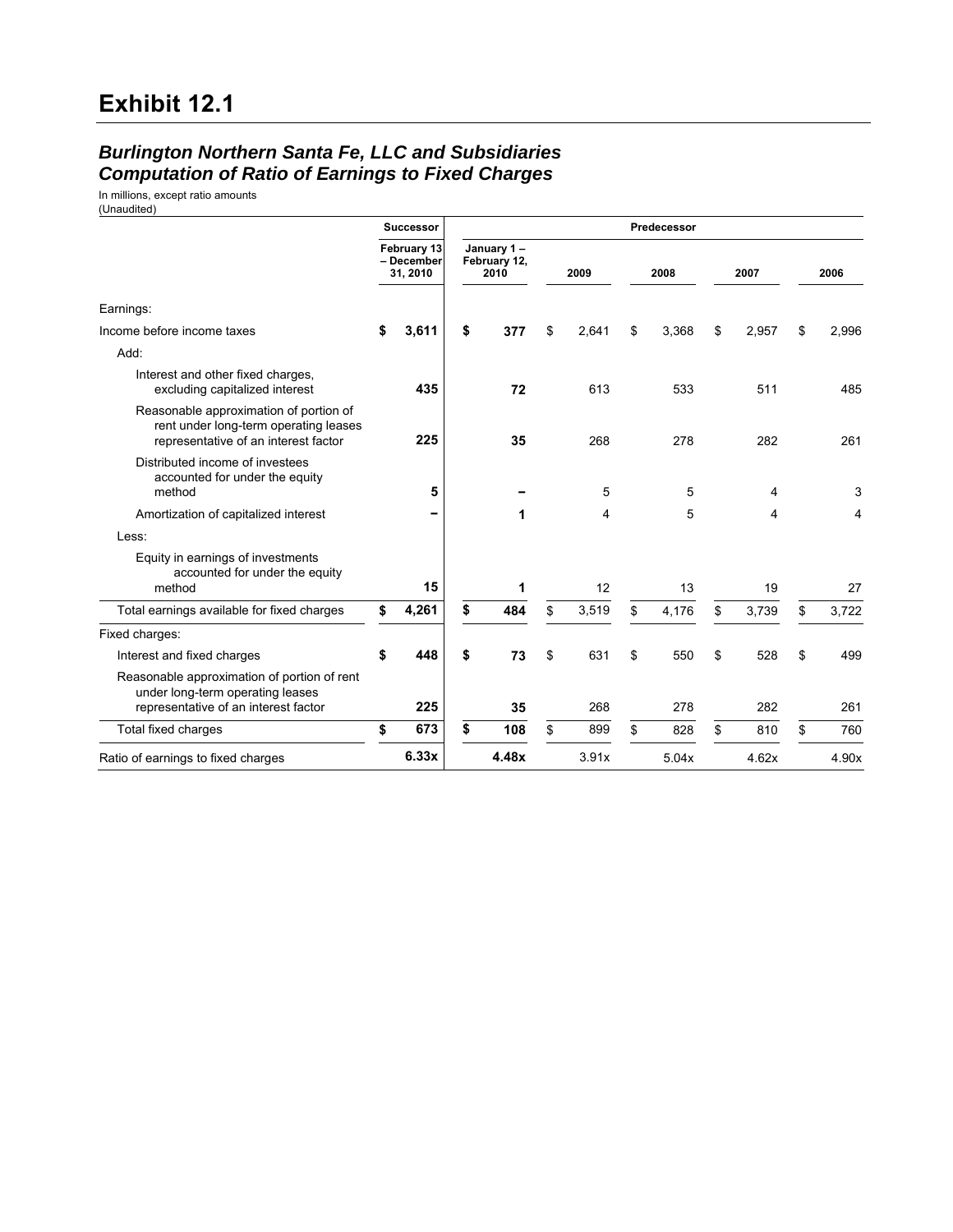# Exhibit 12.1

## *Burlington Northern Santa Fe, LLC and Subsidiaries*
## *Computation of Ratio of Earnings to Fixed Charges*

In millions, except ratio amounts
(Unaudited)

| | Successor | Predecessor | | | | |
|---|---|---|---|---|---|---|
| | **February 13 – December 31, 2010** | **January 1 – February 12, 2010** | **2009** | **2008** | **2007** | **2006** |
| Earnings: | | | | | | |
| Income before income taxes | **$ 3,611** | **$ 377** | $ 2,641 | $ 3,368 | $ 2,957 | $ 2,996 |
| Add: | | | | | | |
| Interest and other fixed charges, excluding capitalized interest | **435** | **72** | 613 | 533 | 511 | 485 |
| Reasonable approximation of portion of rent under long-term operating leases representative of an interest factor | **225** | **35** | 268 | 278 | 282 | 261 |
| Distributed income of investees accounted for under the equity method | **5** | **–** | 5 | 5 | 4 | 3 |
| Amortization of capitalized interest | **–** | **1** | 4 | 5 | 4 | 4 |
| Less: | | | | | | |
| Equity in earnings of investments accounted for under the equity method | **15** | **1** | 12 | 13 | 19 | 27 |
| Total earnings available for fixed charges | **$ 4,261** | **$ 484** | $ 3,519 | $ 4,176 | $ 3,739 | $ 3,722 |
| Fixed charges: | | | | | | |
| Interest and fixed charges | **$ 448** | **$ 73** | $ 631 | $ 550 | $ 528 | $ 499 |
| Reasonable approximation of portion of rent under long-term operating leases representative of an interest factor | **225** | **35** | 268 | 278 | 282 | 261 |
| Total fixed charges | **$ 673** | **$ 108** | $ 899 | $ 828 | $ 810 | $ 760 |
| Ratio of earnings to fixed charges | **6.33x** | **4.48x** | 3.91x | 5.04x | 4.62x | 4.90x |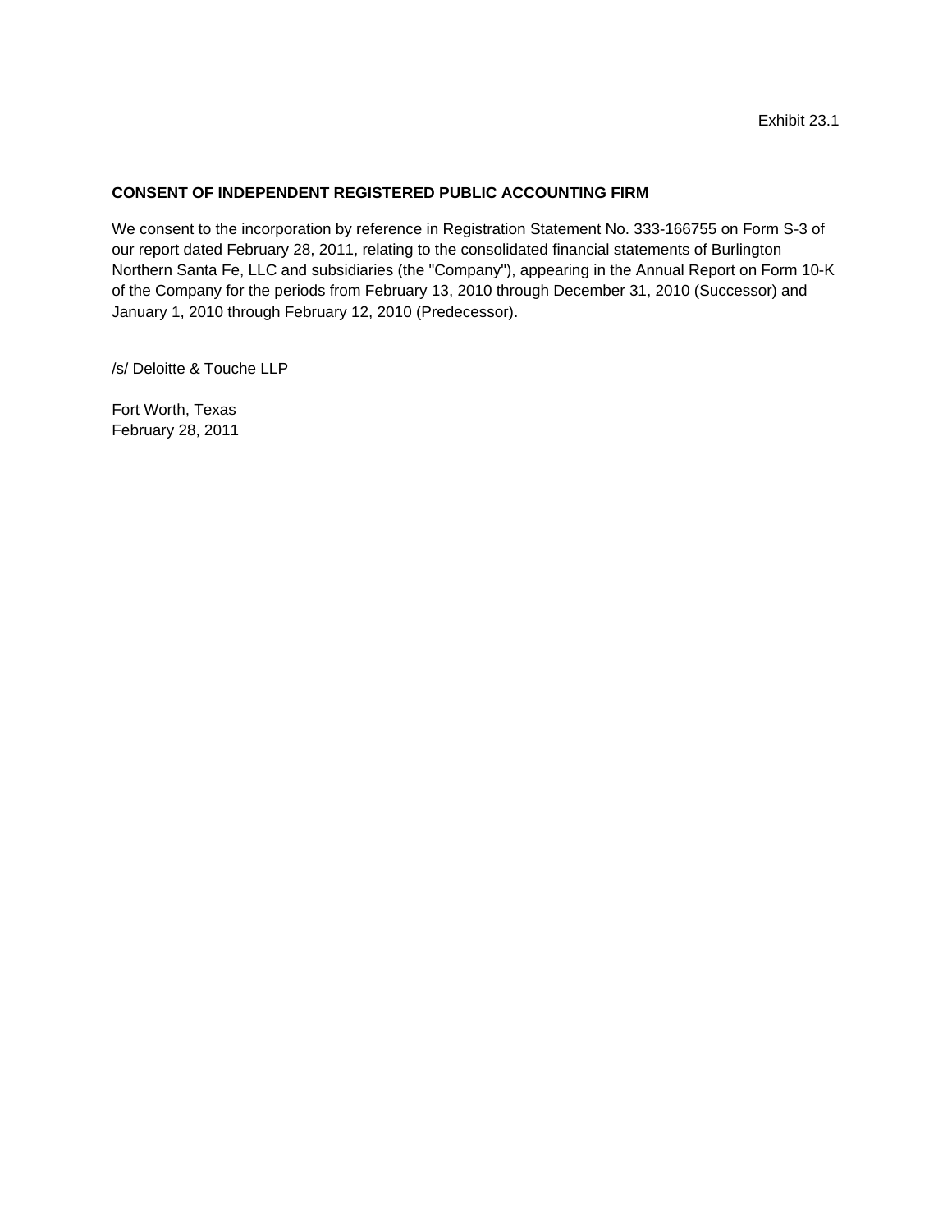Exhibit 23.1

**CONSENT OF INDEPENDENT REGISTERED PUBLIC ACCOUNTING FIRM**

We consent to the incorporation by reference in Registration Statement No. 333-166755 on Form S-3 of our report dated February 28, 2011, relating to the consolidated financial statements of Burlington Northern Santa Fe, LLC and subsidiaries (the "Company"), appearing in the Annual Report on Form 10-K of the Company for the periods from February 13, 2010 through December 31, 2010 (Successor) and January 1, 2010 through February 12, 2010 (Predecessor).

/s/ Deloitte & Touche LLP

Fort Worth, Texas
February 28, 2011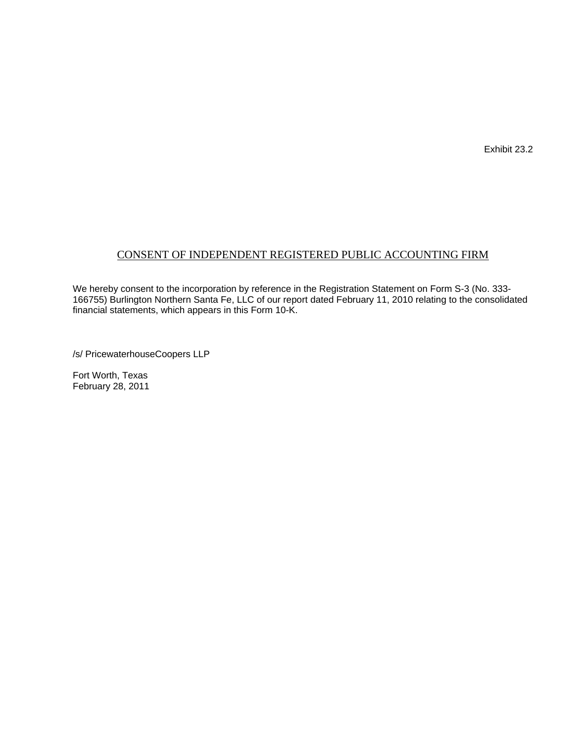Exhibit 23.2

## CONSENT OF INDEPENDENT REGISTERED PUBLIC ACCOUNTING FIRM

We hereby consent to the incorporation by reference in the Registration Statement on Form S-3 (No. 333-166755) Burlington Northern Santa Fe, LLC of our report dated February 11, 2010 relating to the consolidated financial statements, which appears in this Form 10-K.

/s/ PricewaterhouseCoopers LLP

Fort Worth, Texas
February 28, 2011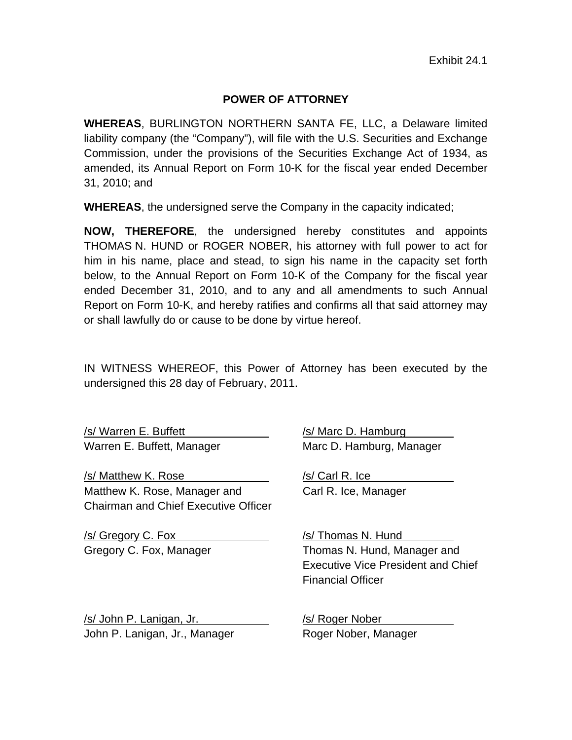Exhibit 24.1

## POWER OF ATTORNEY

**WHEREAS**, BURLINGTON NORTHERN SANTA FE, LLC, a Delaware limited liability company (the "Company"), will file with the U.S. Securities and Exchange Commission, under the provisions of the Securities Exchange Act of 1934, as amended, its Annual Report on Form 10-K for the fiscal year ended December 31, 2010; and

**WHEREAS**, the undersigned serve the Company in the capacity indicated;

**NOW, THEREFORE**, the undersigned hereby constitutes and appoints THOMAS N. HUND or ROGER NOBER, his attorney with full power to act for him in his name, place and stead, to sign his name in the capacity set forth below, to the Annual Report on Form 10-K of the Company for the fiscal year ended December 31, 2010, and to any and all amendments to such Annual Report on Form 10-K, and hereby ratifies and confirms all that said attorney may or shall lawfully do or cause to be done by virtue hereof.

IN WITNESS WHEREOF, this Power of Attorney has been executed by the undersigned this 28 day of February, 2011.

/s/ Warren E. Buffett
Warren E. Buffett, Manager

/s/ Marc D. Hamburg
Marc D. Hamburg, Manager

/s/ Matthew K. Rose
Matthew K. Rose, Manager and Chairman and Chief Executive Officer

/s/ Carl R. Ice
Carl R. Ice, Manager

/s/ Gregory C. Fox
Gregory C. Fox, Manager

/s/ Thomas N. Hund
Thomas N. Hund, Manager and Executive Vice President and Chief Financial Officer

/s/ John P. Lanigan, Jr.
John P. Lanigan, Jr., Manager

/s/ Roger Nober
Roger Nober, Manager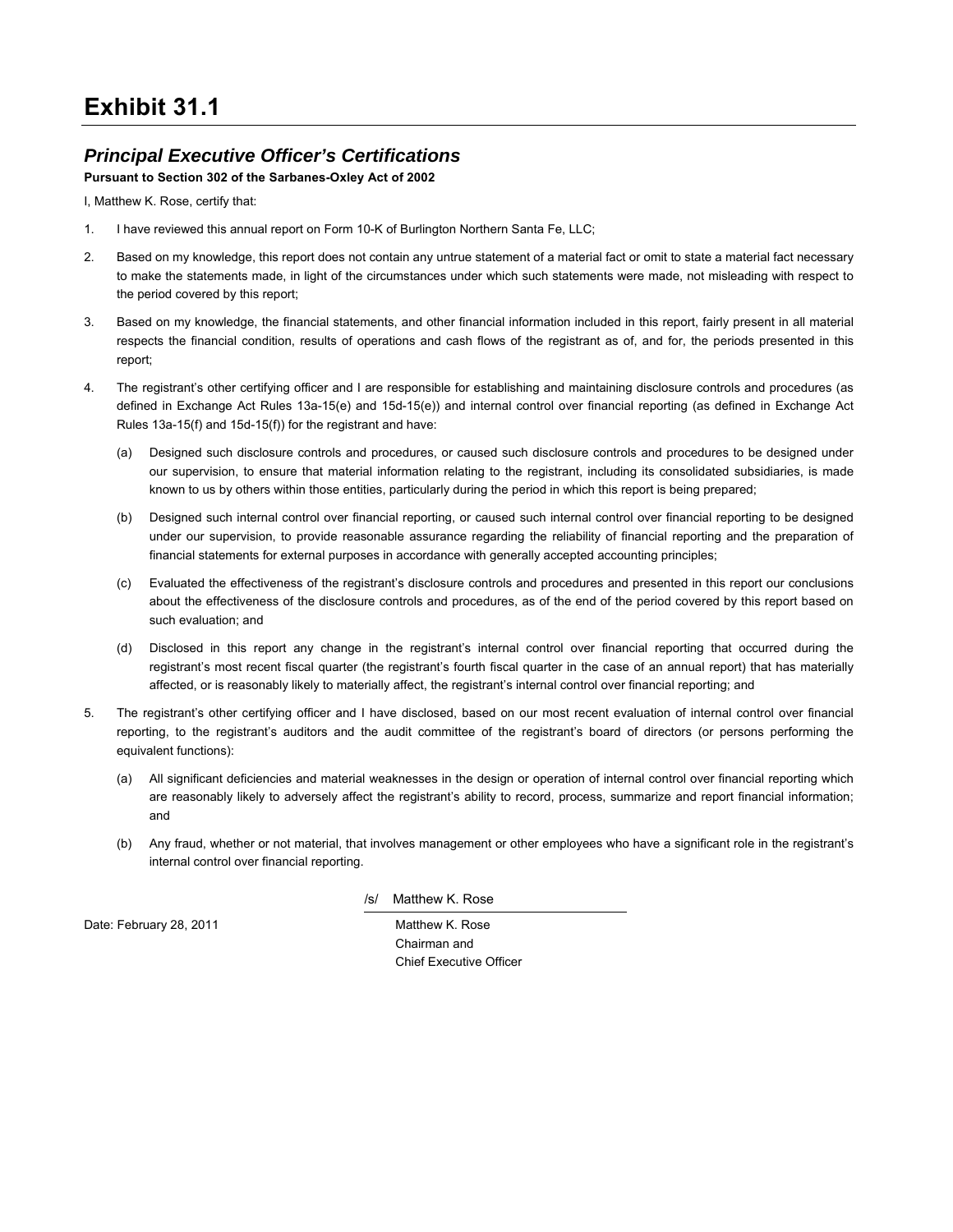# Exhibit 31.1

## *Principal Executive Officer's Certifications*

**Pursuant to Section 302 of the Sarbanes-Oxley Act of 2002**

I, Matthew K. Rose, certify that:

1. I have reviewed this annual report on Form 10-K of Burlington Northern Santa Fe, LLC;

2. Based on my knowledge, this report does not contain any untrue statement of a material fact or omit to state a material fact necessary to make the statements made, in light of the circumstances under which such statements were made, not misleading with respect to the period covered by this report;

3. Based on my knowledge, the financial statements, and other financial information included in this report, fairly present in all material respects the financial condition, results of operations and cash flows of the registrant as of, and for, the periods presented in this report;

4. The registrant's other certifying officer and I are responsible for establishing and maintaining disclosure controls and procedures (as defined in Exchange Act Rules 13a-15(e) and 15d-15(e)) and internal control over financial reporting (as defined in Exchange Act Rules 13a-15(f) and 15d-15(f)) for the registrant and have:

   (a) Designed such disclosure controls and procedures, or caused such disclosure controls and procedures to be designed under our supervision, to ensure that material information relating to the registrant, including its consolidated subsidiaries, is made known to us by others within those entities, particularly during the period in which this report is being prepared;

   (b) Designed such internal control over financial reporting, or caused such internal control over financial reporting to be designed under our supervision, to provide reasonable assurance regarding the reliability of financial reporting and the preparation of financial statements for external purposes in accordance with generally accepted accounting principles;

   (c) Evaluated the effectiveness of the registrant's disclosure controls and procedures and presented in this report our conclusions about the effectiveness of the disclosure controls and procedures, as of the end of the period covered by this report based on such evaluation; and

   (d) Disclosed in this report any change in the registrant's internal control over financial reporting that occurred during the registrant's most recent fiscal quarter (the registrant's fourth fiscal quarter in the case of an annual report) that has materially affected, or is reasonably likely to materially affect, the registrant's internal control over financial reporting; and

5. The registrant's other certifying officer and I have disclosed, based on our most recent evaluation of internal control over financial reporting, to the registrant's auditors and the audit committee of the registrant's board of directors (or persons performing the equivalent functions):

   (a) All significant deficiencies and material weaknesses in the design or operation of internal control over financial reporting which are reasonably likely to adversely affect the registrant's ability to record, process, summarize and report financial information; and

   (b) Any fraud, whether or not material, that involves management or other employees who have a significant role in the registrant's internal control over financial reporting.

/s/ Matthew K. Rose

Date: February 28, 2011

Matthew K. Rose
Chairman and
Chief Executive Officer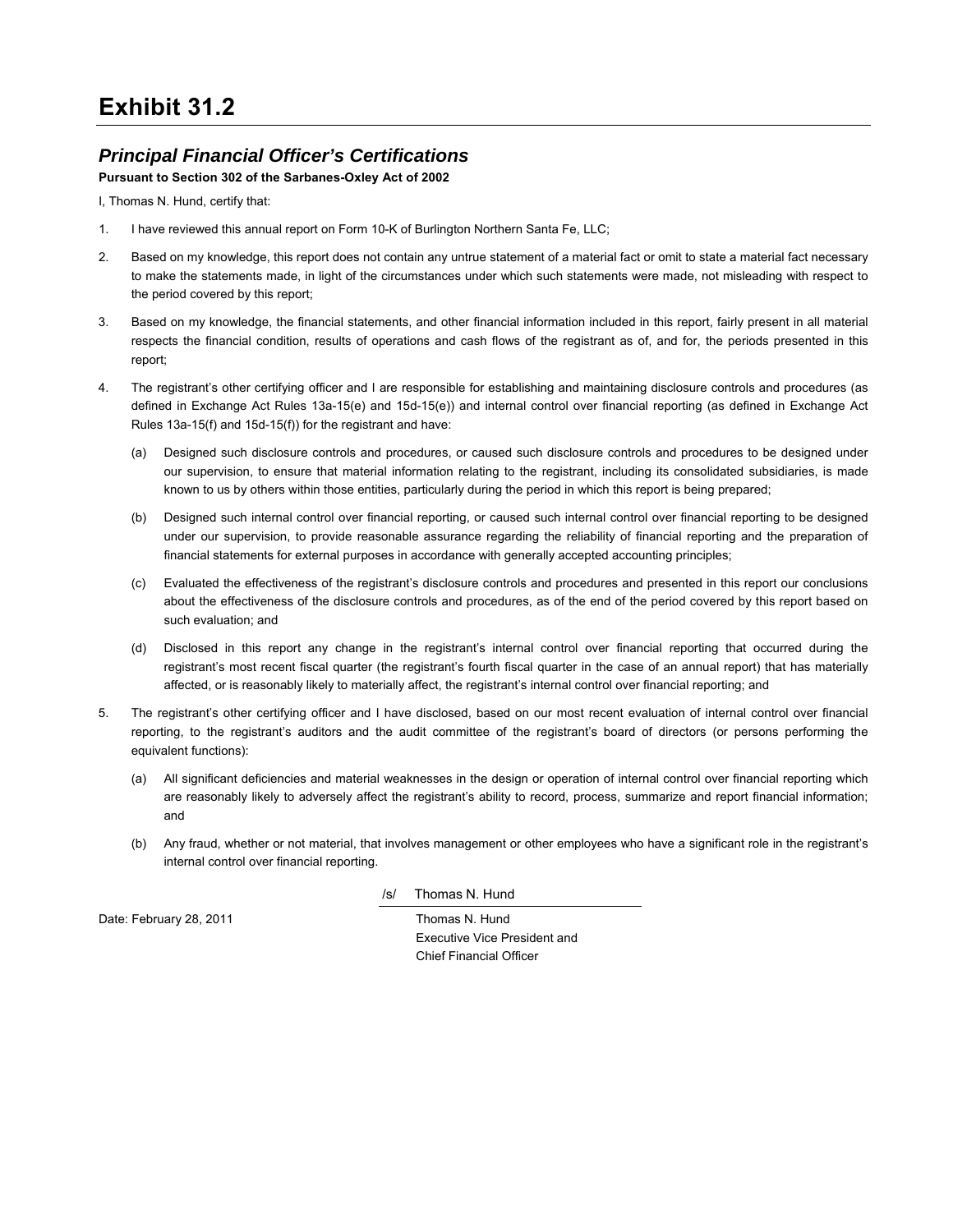# Exhibit 31.2

## *Principal Financial Officer's Certifications*

**Pursuant to Section 302 of the Sarbanes-Oxley Act of 2002**

I, Thomas N. Hund, certify that:

1. I have reviewed this annual report on Form 10-K of Burlington Northern Santa Fe, LLC;

2. Based on my knowledge, this report does not contain any untrue statement of a material fact or omit to state a material fact necessary to make the statements made, in light of the circumstances under which such statements were made, not misleading with respect to the period covered by this report;

3. Based on my knowledge, the financial statements, and other financial information included in this report, fairly present in all material respects the financial condition, results of operations and cash flows of the registrant as of, and for, the periods presented in this report;

4. The registrant's other certifying officer and I are responsible for establishing and maintaining disclosure controls and procedures (as defined in Exchange Act Rules 13a-15(e) and 15d-15(e)) and internal control over financial reporting (as defined in Exchange Act Rules 13a-15(f) and 15d-15(f)) for the registrant and have:

   (a) Designed such disclosure controls and procedures, or caused such disclosure controls and procedures to be designed under our supervision, to ensure that material information relating to the registrant, including its consolidated subsidiaries, is made known to us by others within those entities, particularly during the period in which this report is being prepared;

   (b) Designed such internal control over financial reporting, or caused such internal control over financial reporting to be designed under our supervision, to provide reasonable assurance regarding the reliability of financial reporting and the preparation of financial statements for external purposes in accordance with generally accepted accounting principles;

   (c) Evaluated the effectiveness of the registrant's disclosure controls and procedures and presented in this report our conclusions about the effectiveness of the disclosure controls and procedures, as of the end of the period covered by this report based on such evaluation; and

   (d) Disclosed in this report any change in the registrant's internal control over financial reporting that occurred during the registrant's most recent fiscal quarter (the registrant's fourth fiscal quarter in the case of an annual report) that has materially affected, or is reasonably likely to materially affect, the registrant's internal control over financial reporting; and

5. The registrant's other certifying officer and I have disclosed, based on our most recent evaluation of internal control over financial reporting, to the registrant's auditors and the audit committee of the registrant's board of directors (or persons performing the equivalent functions):

   (a) All significant deficiencies and material weaknesses in the design or operation of internal control over financial reporting which are reasonably likely to adversely affect the registrant's ability to record, process, summarize and report financial information; and

   (b) Any fraud, whether or not material, that involves management or other employees who have a significant role in the registrant's internal control over financial reporting.

/s/ Thomas N. Hund

Date: February 28, 2011

Thomas N. Hund
Executive Vice President and
Chief Financial Officer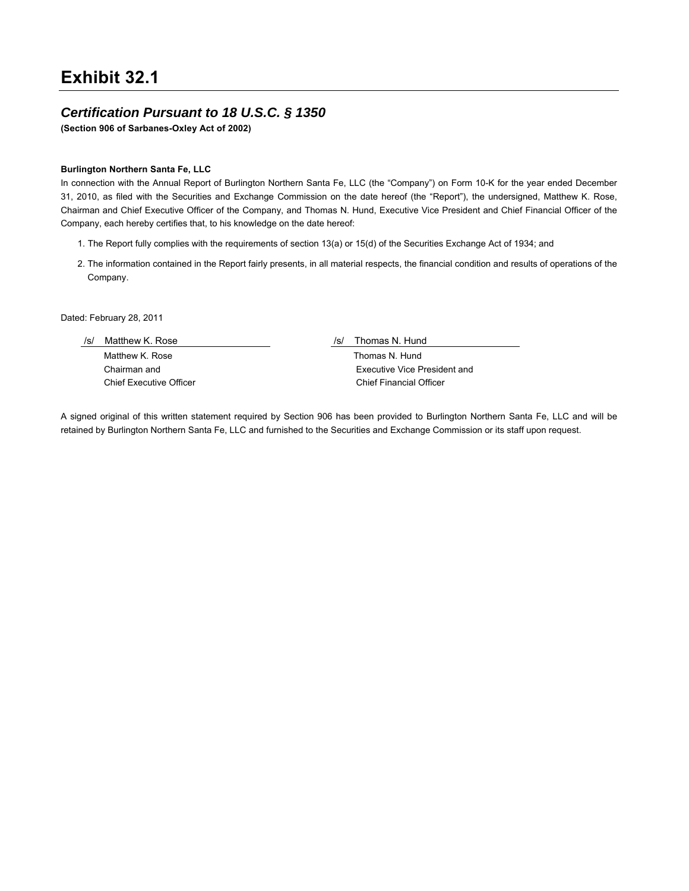# Exhibit 32.1

## *Certification Pursuant to 18 U.S.C. § 1350*

**(Section 906 of Sarbanes-Oxley Act of 2002)**

**Burlington Northern Santa Fe, LLC**

In connection with the Annual Report of Burlington Northern Santa Fe, LLC (the "Company") on Form 10-K for the year ended December 31, 2010, as filed with the Securities and Exchange Commission on the date hereof (the "Report"), the undersigned, Matthew K. Rose, Chairman and Chief Executive Officer of the Company, and Thomas N. Hund, Executive Vice President and Chief Financial Officer of the Company, each hereby certifies that, to his knowledge on the date hereof:

1. The Report fully complies with the requirements of section 13(a) or 15(d) of the Securities Exchange Act of 1934; and
2. The information contained in the Report fairly presents, in all material respects, the financial condition and results of operations of the Company.

Dated: February 28, 2011

| | |
|---|---|
| /s/ Matthew K. Rose | /s/ Thomas N. Hund |
| Matthew K. Rose | Thomas N. Hund |
| Chairman and | Executive Vice President and |
| Chief Executive Officer | Chief Financial Officer |

A signed original of this written statement required by Section 906 has been provided to Burlington Northern Santa Fe, LLC and will be retained by Burlington Northern Santa Fe, LLC and furnished to the Securities and Exchange Commission or its staff upon request.